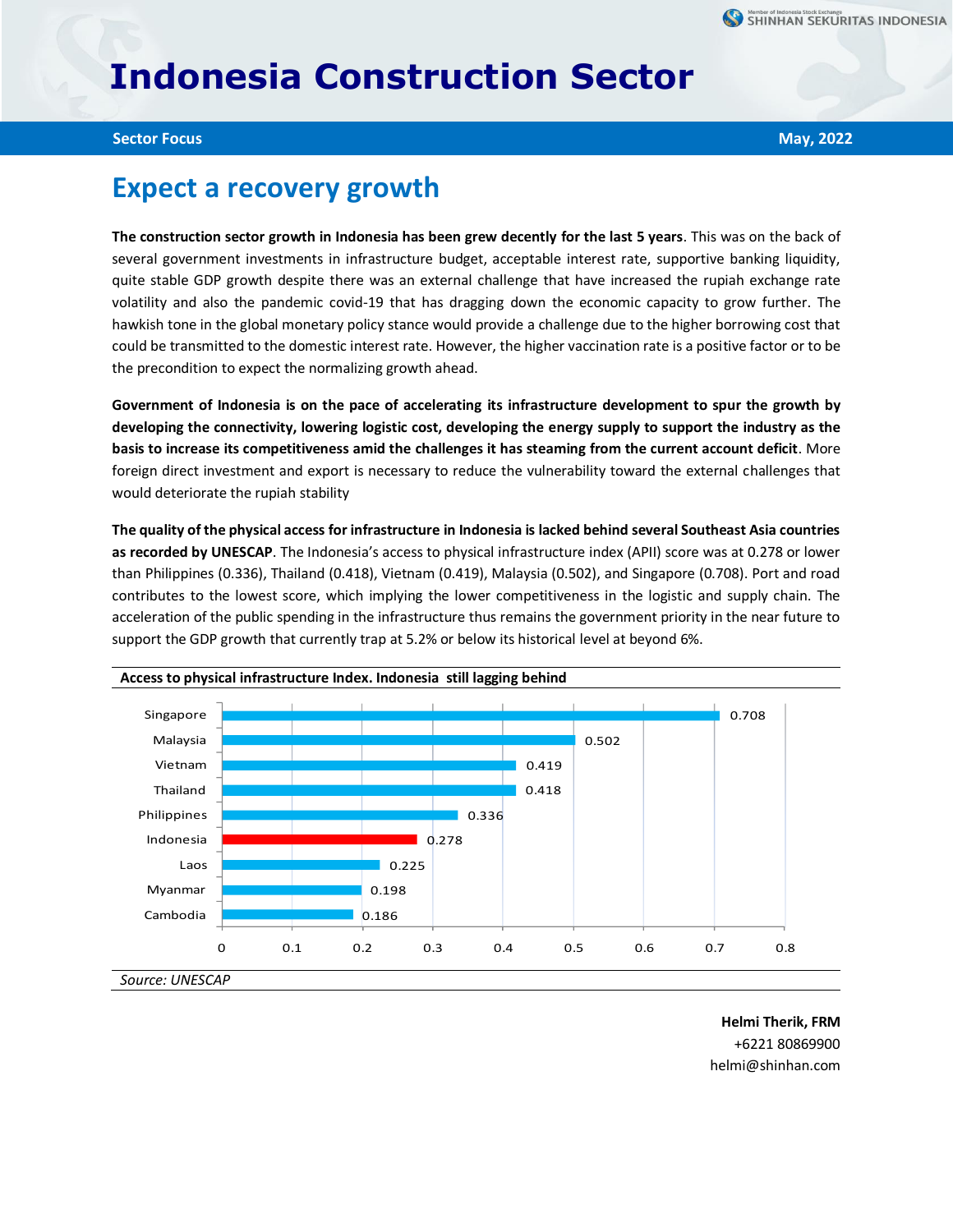# Indonesia Construction Sector

**Sector Focus** | **May, 2022**

## Expect a recovery growth

**The construction sector growth in Indonesia has been grew decently for the last 5 years**. This was on the back of several government investments in infrastructure budget, acceptable interest rate, supportive banking liquidity, quite stable GDP growth despite there was an external challenge that have increased the rupiah exchange rate volatility and also the pandemic covid-19 that has dragging down the economic capacity to grow further. The hawkish tone in the global monetary policy stance would provide a challenge due to the higher borrowing cost that could be transmitted to the domestic interest rate. However, the higher vaccination rate is a positive factor or to be the precondition to expect the normalizing growth ahead.

**Government of Indonesia is on the pace of accelerating its infrastructure development to spur the growth by developing the connectivity, lowering logistic cost, developing the energy supply to support the industry as the basis to increase its competitiveness amid the challenges it has steaming from the current account deficit**. More foreign direct investment and export is necessary to reduce the vulnerability toward the external challenges that would deteriorate the rupiah stability

**The quality of the physical access for infrastructure in Indonesia is lacked behind several Southeast Asia countries as recorded by UNESCAP**. The Indonesia's access to physical infrastructure index (APII) score was at 0.278 or lower than Philippines (0.336), Thailand (0.418), Vietnam (0.419), Malaysia (0.502), and Singapore (0.708). Port and road contributes to the lowest score, which implying the lower competitiveness in the logistic and supply chain. The acceleration of the public spending in the infrastructure thus remains the government priority in the near future to support the GDP growth that currently trap at 5.2% or below its historical level at beyond 6%.

**Access to physical infrastructure Index. Indonesia still lagging behind**

| Country | Index |
|---|---|
| Singapore | 0.708 |
| Malaysia | 0.502 |
| Vietnam | 0.419 |
| Thailand | 0.418 |
| Philippines | 0.336 |
| Indonesia | 0.278 |
| Laos | 0.225 |
| Myanmar | 0.198 |
| Cambodia | 0.186 |

*Source: UNESCAP*

**Helmi Therik, FRM**
+6221 80869900
helmi@shinhan.com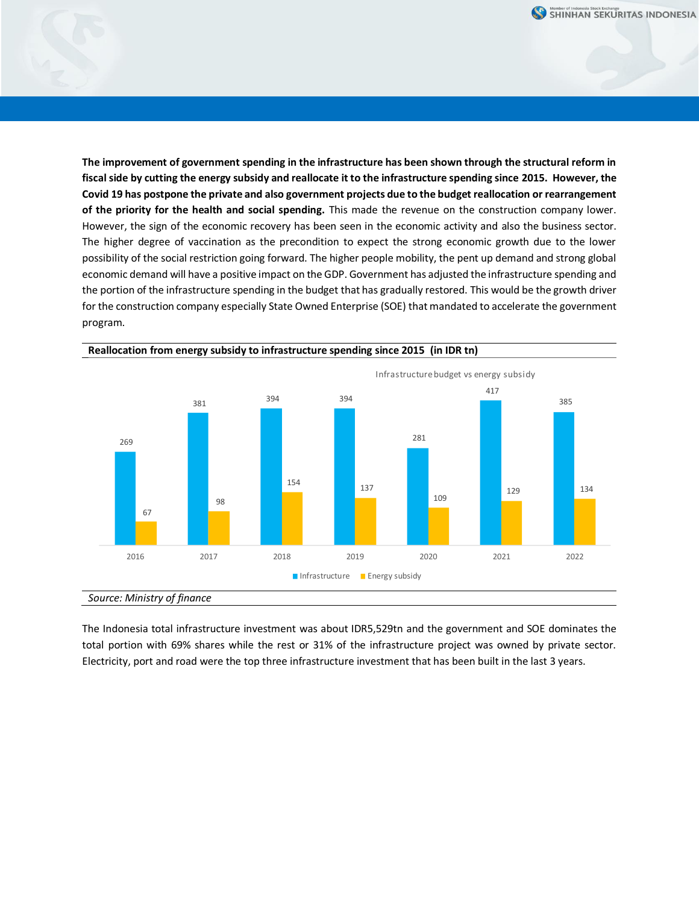**The improvement of government spending in the infrastructure has been shown through the structural reform in fiscal side by cutting the energy subsidy and reallocate it to the infrastructure spending since 2015. However, the Covid 19 has postpone the private and also government projects due to the budget reallocation or rearrangement of the priority for the health and social spending.** This made the revenue on the construction company lower. However, the sign of the economic recovery has been seen in the economic activity and also the business sector. The higher degree of vaccination as the precondition to expect the strong economic growth due to the lower possibility of the social restriction going forward. The higher people mobility, the pent up demand and strong global economic demand will have a positive impact on the GDP. Government has adjusted the infrastructure spending and the portion of the infrastructure spending in the budget that has gradually restored. This would be the growth driver for the construction company especially State Owned Enterprise (SOE) that mandated to accelerate the government program.

**Reallocation from energy subsidy to infrastructure spending since 2015 (in IDR tn)**

Infrastructure budget vs energy subsidy

| Year | Infrastructure | Energy subsidy |
|---|---|---|
| 2016 | 269 | 67 |
| 2017 | 381 | 98 |
| 2018 | 394 | 154 |
| 2019 | 394 | 137 |
| 2020 | 281 | 109 |
| 2021 | 417 | 129 |
| 2022 | 385 | 134 |

*Source: Ministry of finance*

The Indonesia total infrastructure investment was about IDR5,529tn and the government and SOE dominates the total portion with 69% shares while the rest or 31% of the infrastructure project was owned by private sector. Electricity, port and road were the top three infrastructure investment that has been built in the last 3 years.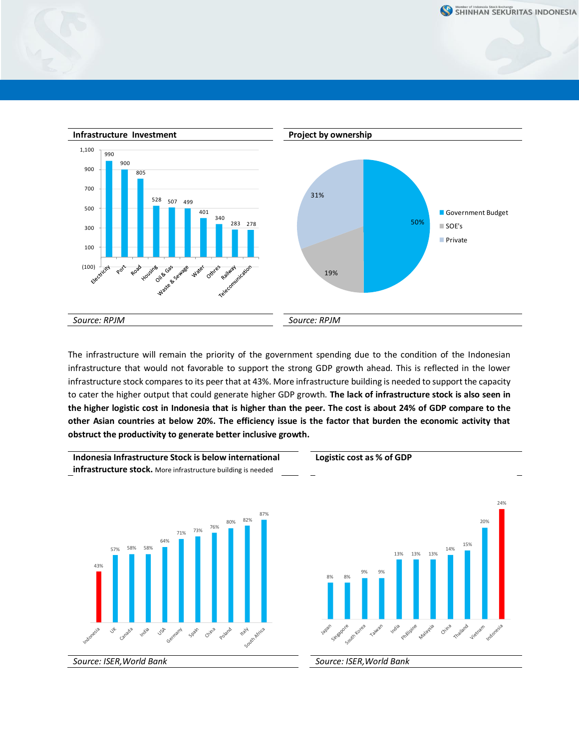**Infrastructure Investment**

| Sector | Value |
|---|---|
| Electricity | 990 |
| Port | 900 |
| Road | 805 |
| Housing | 528 |
| Oil & Gas | 507 |
| Waste & Sewage | 499 |
| Water | 401 |
| Othres | 340 |
| Railway | 283 |
| Telecomunication | 278 |

*Source: RPJM*

**Project by ownership**

| Ownership | Share |
|---|---|
| Government Budget | 50% |
| SOE's | 19% |
| Private | 31% |

*Source: RPJM*

The infrastructure will remain the priority of the government spending due to the condition of the Indonesian infrastructure that would not favorable to support the strong GDP growth ahead. This is reflected in the lower infrastructure stock compares to its peer that at 43%. More infrastructure building is needed to support the capacity to cater the higher output that could generate higher GDP growth. **The lack of infrastructure stock is also seen in the higher logistic cost in Indonesia that is higher than the peer. The cost is about 24% of GDP compare to the other Asian countries at below 20%. The efficiency issue is the factor that burden the economic activity that obstruct the productivity to generate better inclusive growth.**

**Indonesia Infrastructure Stock is below international infrastructure stock.** More infrastructure building is needed

| Country | Infrastructure Stock |
|---|---|
| Indonesia | 43% |
| UK | 57% |
| Canada | 58% |
| India | 58% |
| USA | 64% |
| Germany | 71% |
| Spain | 73% |
| China | 76% |
| Poland | 80% |
| Italy | 82% |
| South Africa | 87% |

*Source: ISER,World Bank*

**Logistic cost as % of GDP**

| Country | Logistic cost |
|---|---|
| Japan | 8% |
| Singapore | 8% |
| South Korea | 9% |
| Taiwan | 9% |
| India | 13% |
| Phillipine | 13% |
| Malaysia | 13% |
| China | 14% |
| Thailand | 15% |
| Vietnam | 20% |
| Indonesia | 24% |

*Source: ISER,World Bank*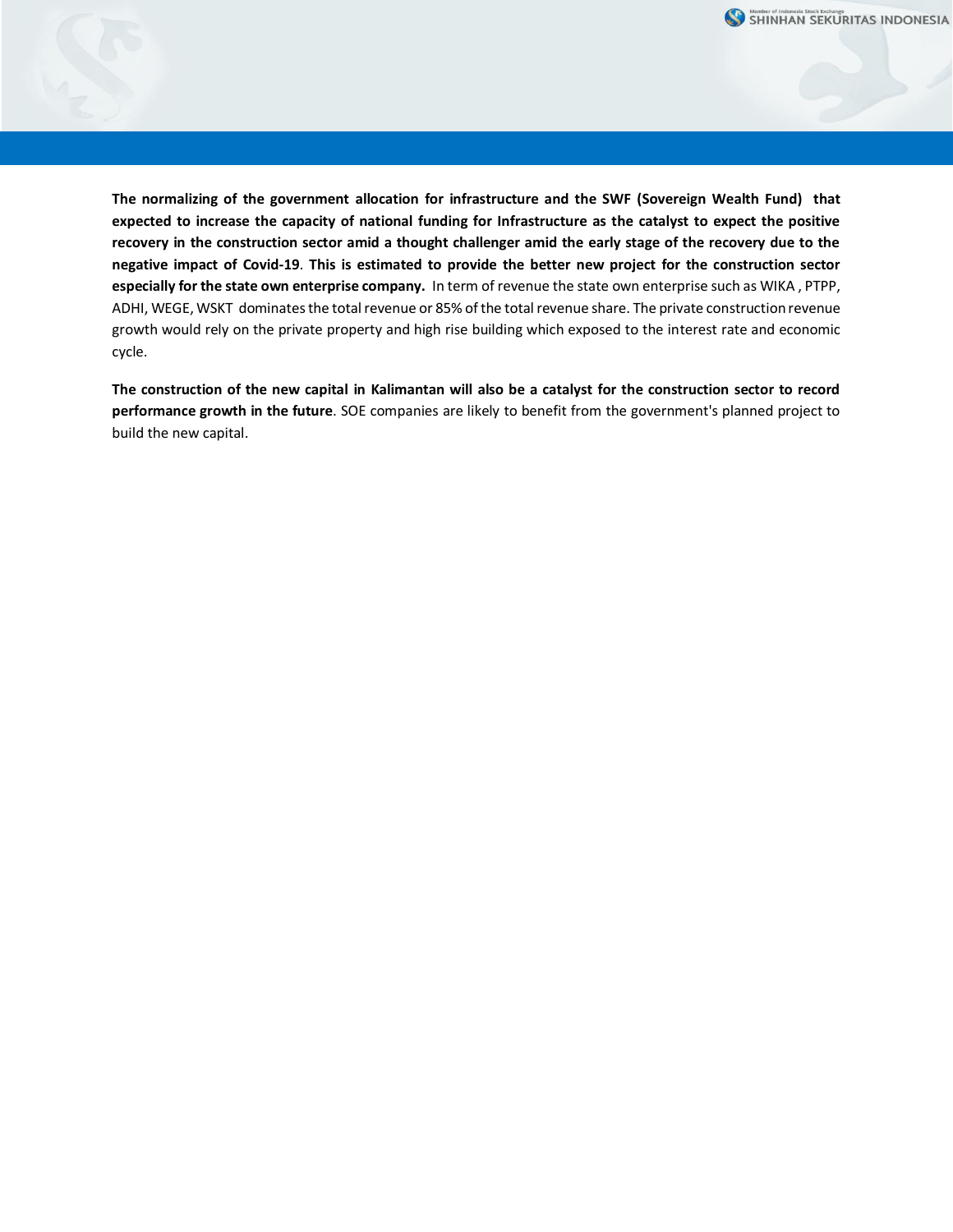**The normalizing of the government allocation for infrastructure and the SWF (Sovereign Wealth Fund) that expected to increase the capacity of national funding for Infrastructure as the catalyst to expect the positive recovery in the construction sector amid a thought challenger amid the early stage of the recovery due to the negative impact of Covid-19**. **This is estimated to provide the better new project for the construction sector especially for the state own enterprise company.** In term of revenue the state own enterprise such as WIKA , PTPP, ADHI, WEGE, WSKT dominates the total revenue or 85% of the total revenue share. The private construction revenue growth would rely on the private property and high rise building which exposed to the interest rate and economic cycle.

**The construction of the new capital in Kalimantan will also be a catalyst for the construction sector to record performance growth in the future**. SOE companies are likely to benefit from the government's planned project to build the new capital.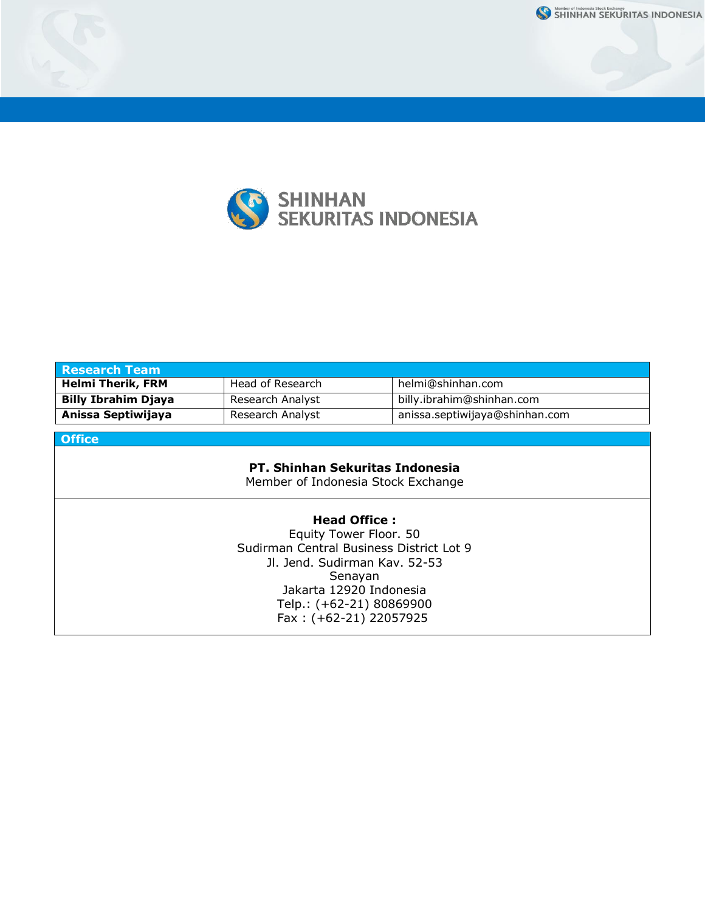**SHINHAN SEKURITAS INDONESIA**

| Research Team | | |
|---|---|---|
| **Helmi Therik, FRM** | Head of Research | helmi@shinhan.com |
| **Billy Ibrahim Djaya** | Research Analyst | billy.ibrahim@shinhan.com |
| **Anissa Septiwijaya** | Research Analyst | anissa.septiwijaya@shinhan.com |

**Office**

**PT. Shinhan Sekuritas Indonesia**
Member of Indonesia Stock Exchange

**Head Office :**
Equity Tower Floor. 50
Sudirman Central Business District Lot 9
Jl. Jend. Sudirman Kav. 52-53
Senayan
Jakarta 12920 Indonesia
Telp.: (+62-21) 80869900
Fax : (+62-21) 22057925